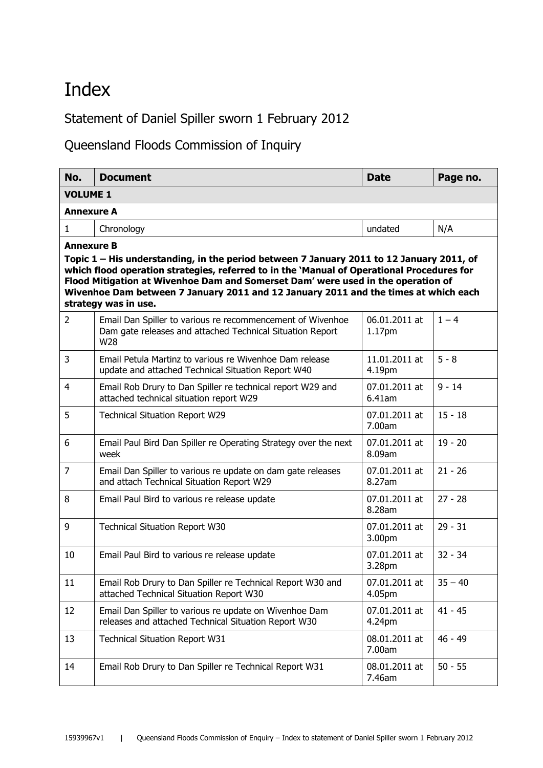# Index

## Statement of Daniel Spiller sworn 1 February 2012

## Queensland Floods Commission of Inquiry

| No. | Document | Date | Page no. |
|---|---|---|---|
| **VOLUME 1** | | | |
| **Annexure A** | | | |
| 1 | Chronology | undated | N/A |
| **Annexure B** | | | |
| **Topic 1 – His understanding, in the period between 7 January 2011 to 12 January 2011, of which flood operation strategies, referred to in the 'Manual of Operational Procedures for Flood Mitigation at Wivenhoe Dam and Somerset Dam' were used in the operation of Wivenhoe Dam between 7 January 2011 and 12 January 2011 and the times at which each strategy was in use.** | | | |
| 2 | Email Dan Spiller to various re recommencement of Wivenhoe Dam gate releases and attached Technical Situation Report W28 | 06.01.2011 at 1.17pm | 1 – 4 |
| 3 | Email Petula Martinz to various re Wivenhoe Dam release update and attached Technical Situation Report W40 | 11.01.2011 at 4.19pm | 5 - 8 |
| 4 | Email Rob Drury to Dan Spiller re technical report W29 and attached technical situation report W29 | 07.01.2011 at 6.41am | 9 - 14 |
| 5 | Technical Situation Report W29 | 07.01.2011 at 7.00am | 15 - 18 |
| 6 | Email Paul Bird Dan Spiller re Operating Strategy over the next week | 07.01.2011 at 8.09am | 19 - 20 |
| 7 | Email Dan Spiller to various re update on dam gate releases and attach Technical Situation Report W29 | 07.01.2011 at 8.27am | 21 - 26 |
| 8 | Email Paul Bird to various re release update | 07.01.2011 at 8.28am | 27 - 28 |
| 9 | Technical Situation Report W30 | 07.01.2011 at 3.00pm | 29 - 31 |
| 10 | Email Paul Bird to various re release update | 07.01.2011 at 3.28pm | 32 - 34 |
| 11 | Email Rob Drury to Dan Spiller re Technical Report W30 and attached Technical Situation Report W30 | 07.01.2011 at 4.05pm | 35 – 40 |
| 12 | Email Dan Spiller to various re update on Wivenhoe Dam releases and attached Technical Situation Report W30 | 07.01.2011 at 4.24pm | 41 - 45 |
| 13 | Technical Situation Report W31 | 08.01.2011 at 7.00am | 46 - 49 |
| 14 | Email Rob Drury to Dan Spiller re Technical Report W31 | 08.01.2011 at 7.46am | 50 - 55 |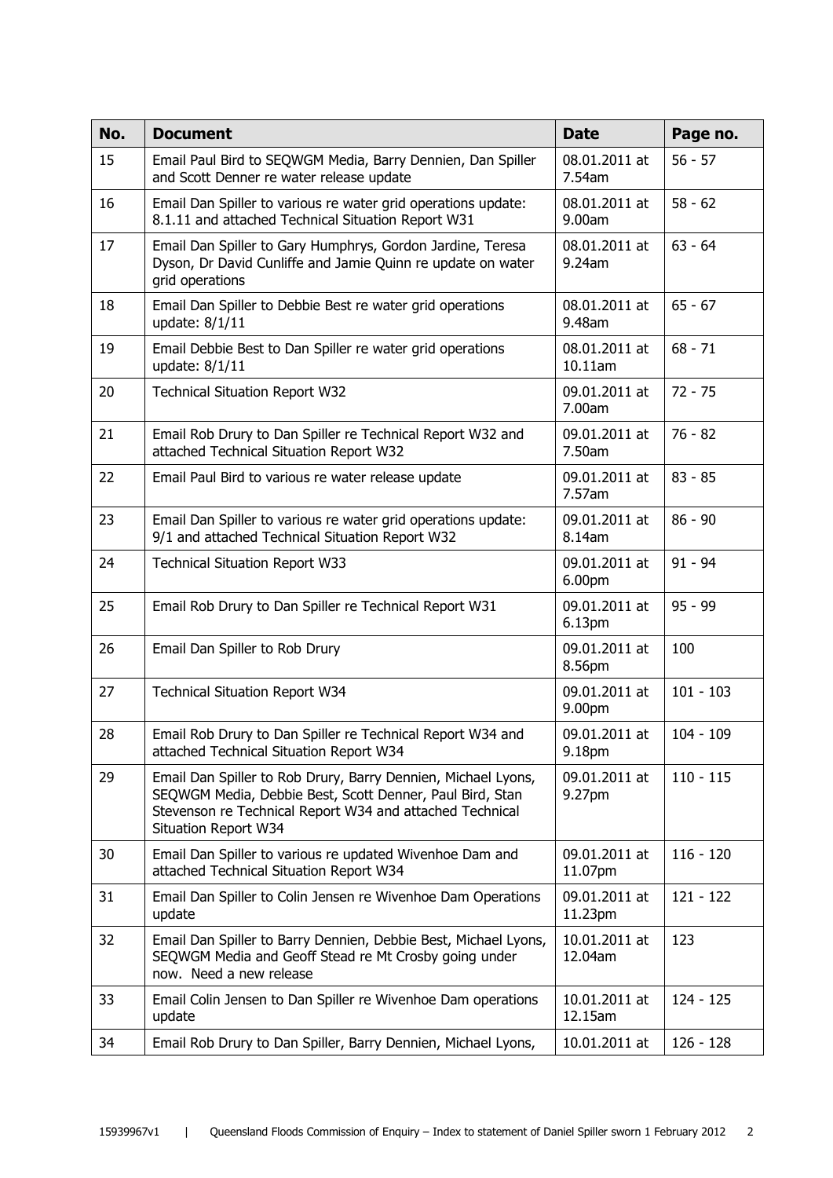| No. | Document | Date | Page no. |
|---|---|---|---|
| 15 | Email Paul Bird to SEQWGM Media, Barry Dennien, Dan Spiller and Scott Denner re water release update | 08.01.2011 at 7.54am | 56 - 57 |
| 16 | Email Dan Spiller to various re water grid operations update: 8.1.11 and attached Technical Situation Report W31 | 08.01.2011 at 9.00am | 58 - 62 |
| 17 | Email Dan Spiller to Gary Humphrys, Gordon Jardine, Teresa Dyson, Dr David Cunliffe and Jamie Quinn re update on water grid operations | 08.01.2011 at 9.24am | 63 - 64 |
| 18 | Email Dan Spiller to Debbie Best re water grid operations update: 8/1/11 | 08.01.2011 at 9.48am | 65 - 67 |
| 19 | Email Debbie Best to Dan Spiller re water grid operations update: 8/1/11 | 08.01.2011 at 10.11am | 68 - 71 |
| 20 | Technical Situation Report W32 | 09.01.2011 at 7.00am | 72 - 75 |
| 21 | Email Rob Drury to Dan Spiller re Technical Report W32 and attached Technical Situation Report W32 | 09.01.2011 at 7.50am | 76 - 82 |
| 22 | Email Paul Bird to various re water release update | 09.01.2011 at 7.57am | 83 - 85 |
| 23 | Email Dan Spiller to various re water grid operations update: 9/1 and attached Technical Situation Report W32 | 09.01.2011 at 8.14am | 86 - 90 |
| 24 | Technical Situation Report W33 | 09.01.2011 at 6.00pm | 91 - 94 |
| 25 | Email Rob Drury to Dan Spiller re Technical Report W31 | 09.01.2011 at 6.13pm | 95 - 99 |
| 26 | Email Dan Spiller to Rob Drury | 09.01.2011 at 8.56pm | 100 |
| 27 | Technical Situation Report W34 | 09.01.2011 at 9.00pm | 101 - 103 |
| 28 | Email Rob Drury to Dan Spiller re Technical Report W34 and attached Technical Situation Report W34 | 09.01.2011 at 9.18pm | 104 - 109 |
| 29 | Email Dan Spiller to Rob Drury, Barry Dennien, Michael Lyons, SEQWGM Media, Debbie Best, Scott Denner, Paul Bird, Stan Stevenson re Technical Report W34 and attached Technical Situation Report W34 | 09.01.2011 at 9.27pm | 110 - 115 |
| 30 | Email Dan Spiller to various re updated Wivenhoe Dam and attached Technical Situation Report W34 | 09.01.2011 at 11.07pm | 116 - 120 |
| 31 | Email Dan Spiller to Colin Jensen re Wivenhoe Dam Operations update | 09.01.2011 at 11.23pm | 121 - 122 |
| 32 | Email Dan Spiller to Barry Dennien, Debbie Best, Michael Lyons, SEQWGM Media and Geoff Stead re Mt Crosby going under now. Need a new release | 10.01.2011 at 12.04am | 123 |
| 33 | Email Colin Jensen to Dan Spiller re Wivenhoe Dam operations update | 10.01.2011 at 12.15am | 124 - 125 |
| 34 | Email Rob Drury to Dan Spiller, Barry Dennien, Michael Lyons, | 10.01.2011 at | 126 - 128 |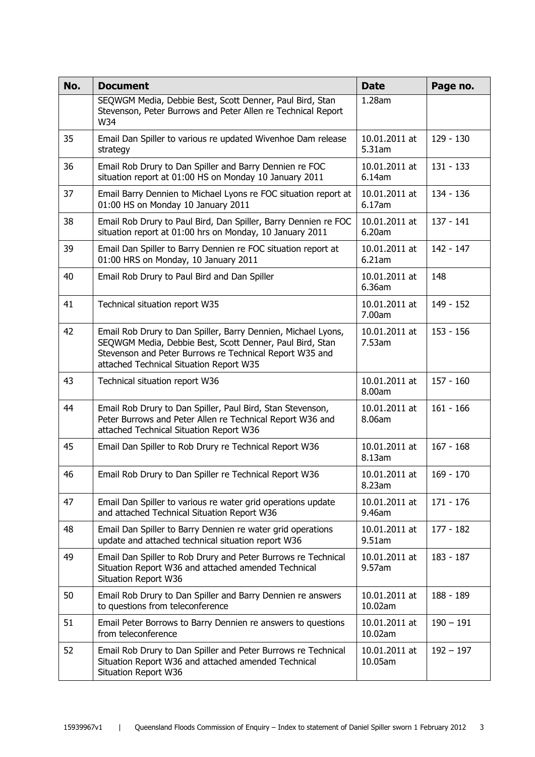| No. | Document | Date | Page no. |
|---|---|---|---|
| | SEQWGM Media, Debbie Best, Scott Denner, Paul Bird, Stan Stevenson, Peter Burrows and Peter Allen re Technical Report W34 | 1.28am | |
| 35 | Email Dan Spiller to various re updated Wivenhoe Dam release strategy | 10.01.2011 at 5.31am | 129 - 130 |
| 36 | Email Rob Drury to Dan Spiller and Barry Dennien re FOC situation report at 01:00 HS on Monday 10 January 2011 | 10.01.2011 at 6.14am | 131 - 133 |
| 37 | Email Barry Dennien to Michael Lyons re FOC situation report at 01:00 HS on Monday 10 January 2011 | 10.01.2011 at 6.17am | 134 - 136 |
| 38 | Email Rob Drury to Paul Bird, Dan Spiller, Barry Dennien re FOC situation report at 01:00 hrs on Monday, 10 January 2011 | 10.01.2011 at 6.20am | 137 - 141 |
| 39 | Email Dan Spiller to Barry Dennien re FOC situation report at 01:00 HRS on Monday, 10 January 2011 | 10.01.2011 at 6.21am | 142 - 147 |
| 40 | Email Rob Drury to Paul Bird and Dan Spiller | 10.01.2011 at 6.36am | 148 |
| 41 | Technical situation report W35 | 10.01.2011 at 7.00am | 149 - 152 |
| 42 | Email Rob Drury to Dan Spiller, Barry Dennien, Michael Lyons, SEQWGM Media, Debbie Best, Scott Denner, Paul Bird, Stan Stevenson and Peter Burrows re Technical Report W35 and attached Technical Situation Report W35 | 10.01.2011 at 7.53am | 153 - 156 |
| 43 | Technical situation report W36 | 10.01.2011 at 8.00am | 157 - 160 |
| 44 | Email Rob Drury to Dan Spiller, Paul Bird, Stan Stevenson, Peter Burrows and Peter Allen re Technical Report W36 and attached Technical Situation Report W36 | 10.01.2011 at 8.06am | 161 - 166 |
| 45 | Email Dan Spiller to Rob Drury re Technical Report W36 | 10.01.2011 at 8.13am | 167 - 168 |
| 46 | Email Rob Drury to Dan Spiller re Technical Report W36 | 10.01.2011 at 8.23am | 169 - 170 |
| 47 | Email Dan Spiller to various re water grid operations update and attached Technical Situation Report W36 | 10.01.2011 at 9.46am | 171 - 176 |
| 48 | Email Dan Spiller to Barry Dennien re water grid operations update and attached technical situation report W36 | 10.01.2011 at 9.51am | 177 - 182 |
| 49 | Email Dan Spiller to Rob Drury and Peter Burrows re Technical Situation Report W36 and attached amended Technical Situation Report W36 | 10.01.2011 at 9.57am | 183 - 187 |
| 50 | Email Rob Drury to Dan Spiller and Barry Dennien re answers to questions from teleconference | 10.01.2011 at 10.02am | 188 - 189 |
| 51 | Email Peter Borrows to Barry Dennien re answers to questions from teleconference | 10.01.2011 at 10.02am | 190 – 191 |
| 52 | Email Rob Drury to Dan Spiller and Peter Burrows re Technical Situation Report W36 and attached amended Technical Situation Report W36 | 10.01.2011 at 10.05am | 192 – 197 |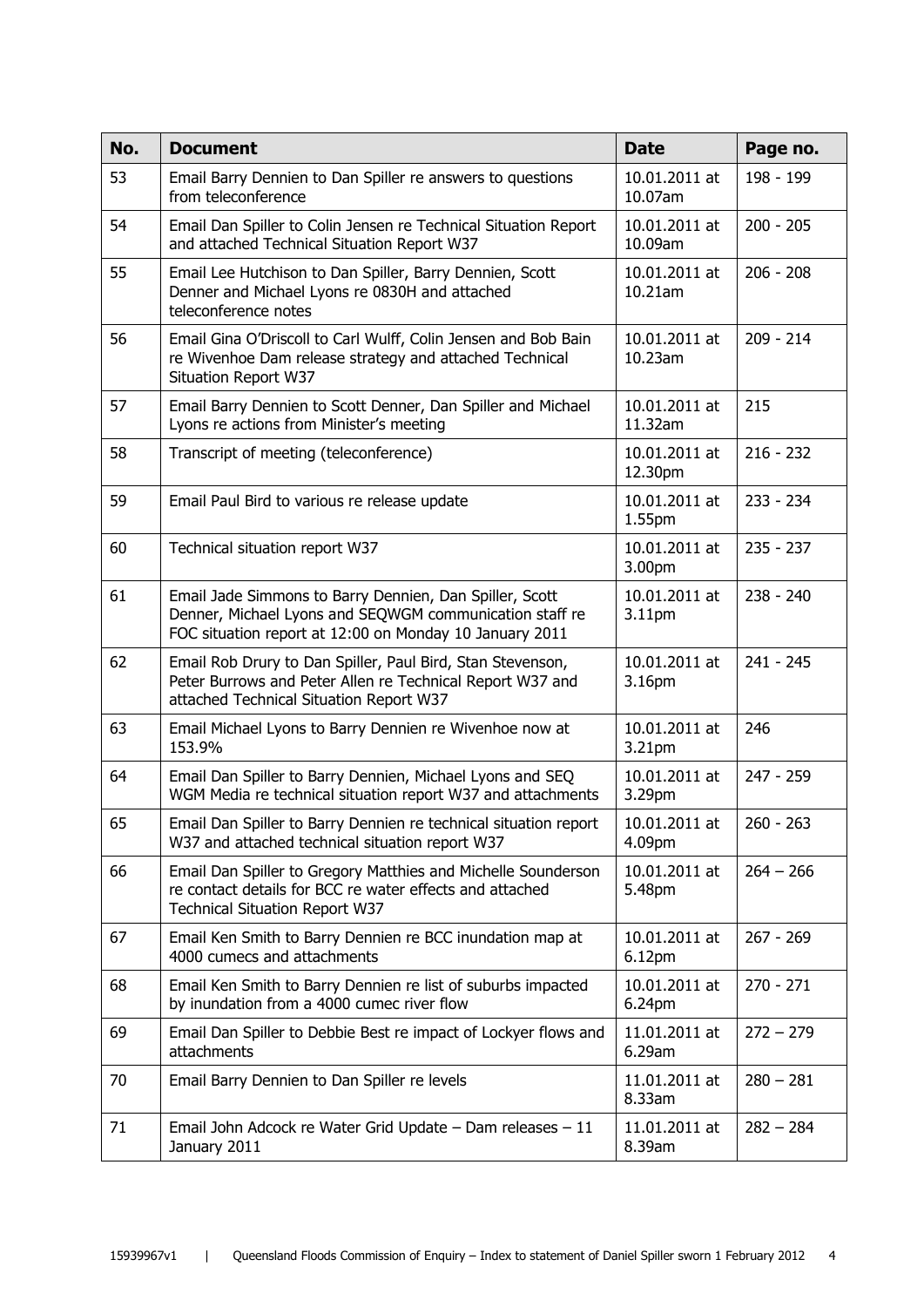| No. | Document | Date | Page no. |
| --- | --- | --- | --- |
| 53 | Email Barry Dennien to Dan Spiller re answers to questions from teleconference | 10.01.2011 at 10.07am | 198 - 199 |
| 54 | Email Dan Spiller to Colin Jensen re Technical Situation Report and attached Technical Situation Report W37 | 10.01.2011 at 10.09am | 200 - 205 |
| 55 | Email Lee Hutchison to Dan Spiller, Barry Dennien, Scott Denner and Michael Lyons re 0830H and attached teleconference notes | 10.01.2011 at 10.21am | 206 - 208 |
| 56 | Email Gina O'Driscoll to Carl Wulff, Colin Jensen and Bob Bain re Wivenhoe Dam release strategy and attached Technical Situation Report W37 | 10.01.2011 at 10.23am | 209 - 214 |
| 57 | Email Barry Dennien to Scott Denner, Dan Spiller and Michael Lyons re actions from Minister's meeting | 10.01.2011 at 11.32am | 215 |
| 58 | Transcript of meeting (teleconference) | 10.01.2011 at 12.30pm | 216 - 232 |
| 59 | Email Paul Bird to various re release update | 10.01.2011 at 1.55pm | 233 - 234 |
| 60 | Technical situation report W37 | 10.01.2011 at 3.00pm | 235 - 237 |
| 61 | Email Jade Simmons to Barry Dennien, Dan Spiller, Scott Denner, Michael Lyons and SEQWGM communication staff re FOC situation report at 12:00 on Monday 10 January 2011 | 10.01.2011 at 3.11pm | 238 - 240 |
| 62 | Email Rob Drury to Dan Spiller, Paul Bird, Stan Stevenson, Peter Burrows and Peter Allen re Technical Report W37 and attached Technical Situation Report W37 | 10.01.2011 at 3.16pm | 241 - 245 |
| 63 | Email Michael Lyons to Barry Dennien re Wivenhoe now at 153.9% | 10.01.2011 at 3.21pm | 246 |
| 64 | Email Dan Spiller to Barry Dennien, Michael Lyons and SEQ WGM Media re technical situation report W37 and attachments | 10.01.2011 at 3.29pm | 247 - 259 |
| 65 | Email Dan Spiller to Barry Dennien re technical situation report W37 and attached technical situation report W37 | 10.01.2011 at 4.09pm | 260 - 263 |
| 66 | Email Dan Spiller to Gregory Matthies and Michelle Sounderson re contact details for BCC re water effects and attached Technical Situation Report W37 | 10.01.2011 at 5.48pm | 264 – 266 |
| 67 | Email Ken Smith to Barry Dennien re BCC inundation map at 4000 cumecs and attachments | 10.01.2011 at 6.12pm | 267 - 269 |
| 68 | Email Ken Smith to Barry Dennien re list of suburbs impacted by inundation from a 4000 cumec river flow | 10.01.2011 at 6.24pm | 270 - 271 |
| 69 | Email Dan Spiller to Debbie Best re impact of Lockyer flows and attachments | 11.01.2011 at 6.29am | 272 – 279 |
| 70 | Email Barry Dennien to Dan Spiller re levels | 11.01.2011 at 8.33am | 280 – 281 |
| 71 | Email John Adcock re Water Grid Update – Dam releases – 11 January 2011 | 11.01.2011 at 8.39am | 282 – 284 |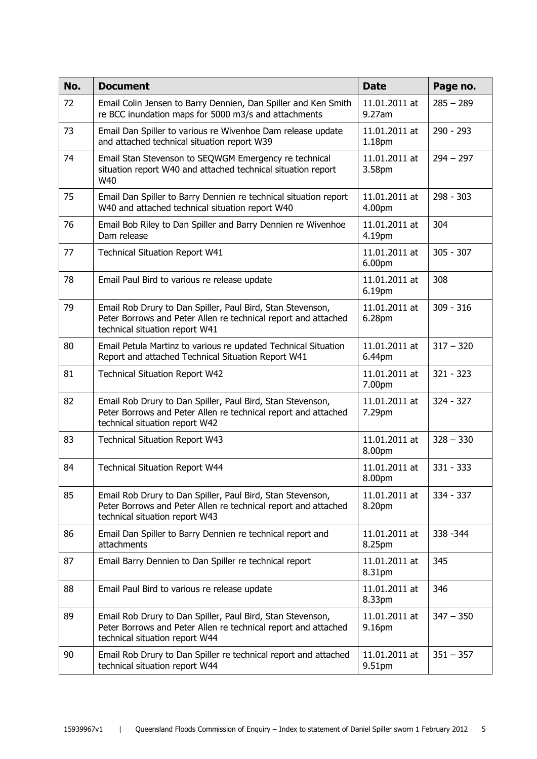| No. | Document | Date | Page no. |
|---|---|---|---|
| 72 | Email Colin Jensen to Barry Dennien, Dan Spiller and Ken Smith re BCC inundation maps for 5000 m3/s and attachments | 11.01.2011 at 9.27am | 285 – 289 |
| 73 | Email Dan Spiller to various re Wivenhoe Dam release update and attached technical situation report W39 | 11.01.2011 at 1.18pm | 290 - 293 |
| 74 | Email Stan Stevenson to SEQWGM Emergency re technical situation report W40 and attached technical situation report W40 | 11.01.2011 at 3.58pm | 294 – 297 |
| 75 | Email Dan Spiller to Barry Dennien re technical situation report W40 and attached technical situation report W40 | 11.01.2011 at 4.00pm | 298 - 303 |
| 76 | Email Bob Riley to Dan Spiller and Barry Dennien re Wivenhoe Dam release | 11.01.2011 at 4.19pm | 304 |
| 77 | Technical Situation Report W41 | 11.01.2011 at 6.00pm | 305 - 307 |
| 78 | Email Paul Bird to various re release update | 11.01.2011 at 6.19pm | 308 |
| 79 | Email Rob Drury to Dan Spiller, Paul Bird, Stan Stevenson, Peter Borrows and Peter Allen re technical report and attached technical situation report W41 | 11.01.2011 at 6.28pm | 309 - 316 |
| 80 | Email Petula Martinz to various re updated Technical Situation Report and attached Technical Situation Report W41 | 11.01.2011 at 6.44pm | 317 – 320 |
| 81 | Technical Situation Report W42 | 11.01.2011 at 7.00pm | 321 - 323 |
| 82 | Email Rob Drury to Dan Spiller, Paul Bird, Stan Stevenson, Peter Borrows and Peter Allen re technical report and attached technical situation report W42 | 11.01.2011 at 7.29pm | 324 - 327 |
| 83 | Technical Situation Report W43 | 11.01.2011 at 8.00pm | 328 – 330 |
| 84 | Technical Situation Report W44 | 11.01.2011 at 8.00pm | 331 - 333 |
| 85 | Email Rob Drury to Dan Spiller, Paul Bird, Stan Stevenson, Peter Borrows and Peter Allen re technical report and attached technical situation report W43 | 11.01.2011 at 8.20pm | 334 - 337 |
| 86 | Email Dan Spiller to Barry Dennien re technical report and attachments | 11.01.2011 at 8.25pm | 338 -344 |
| 87 | Email Barry Dennien to Dan Spiller re technical report | 11.01.2011 at 8.31pm | 345 |
| 88 | Email Paul Bird to various re release update | 11.01.2011 at 8.33pm | 346 |
| 89 | Email Rob Drury to Dan Spiller, Paul Bird, Stan Stevenson, Peter Borrows and Peter Allen re technical report and attached technical situation report W44 | 11.01.2011 at 9.16pm | 347 – 350 |
| 90 | Email Rob Drury to Dan Spiller re technical report and attached technical situation report W44 | 11.01.2011 at 9.51pm | 351 – 357 |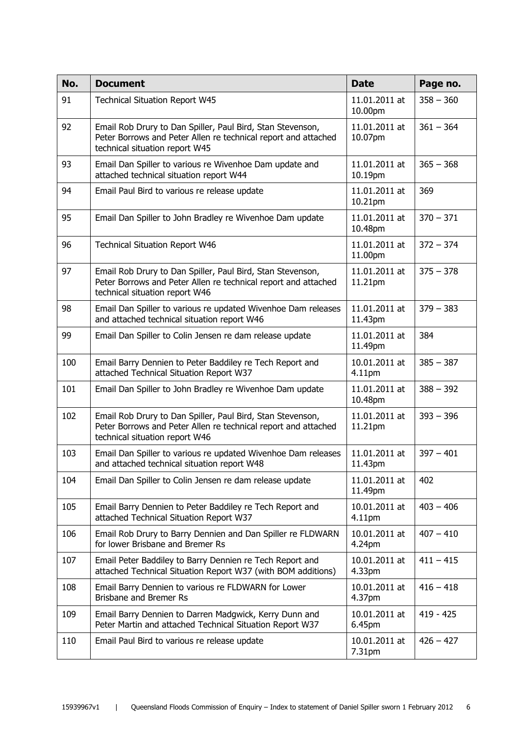| No. | Document | Date | Page no. |
|---|---|---|---|
| 91 | Technical Situation Report W45 | 11.01.2011 at 10.00pm | 358 – 360 |
| 92 | Email Rob Drury to Dan Spiller, Paul Bird, Stan Stevenson, Peter Borrows and Peter Allen re technical report and attached technical situation report W45 | 11.01.2011 at 10.07pm | 361 – 364 |
| 93 | Email Dan Spiller to various re Wivenhoe Dam update and attached technical situation report W44 | 11.01.2011 at 10.19pm | 365 – 368 |
| 94 | Email Paul Bird to various re release update | 11.01.2011 at 10.21pm | 369 |
| 95 | Email Dan Spiller to John Bradley re Wivenhoe Dam update | 11.01.2011 at 10.48pm | 370 – 371 |
| 96 | Technical Situation Report W46 | 11.01.2011 at 11.00pm | 372 – 374 |
| 97 | Email Rob Drury to Dan Spiller, Paul Bird, Stan Stevenson, Peter Borrows and Peter Allen re technical report and attached technical situation report W46 | 11.01.2011 at 11.21pm | 375 – 378 |
| 98 | Email Dan Spiller to various re updated Wivenhoe Dam releases and attached technical situation report W46 | 11.01.2011 at 11.43pm | 379 – 383 |
| 99 | Email Dan Spiller to Colin Jensen re dam release update | 11.01.2011 at 11.49pm | 384 |
| 100 | Email Barry Dennien to Peter Baddiley re Tech Report and attached Technical Situation Report W37 | 10.01.2011 at 4.11pm | 385 – 387 |
| 101 | Email Dan Spiller to John Bradley re Wivenhoe Dam update | 11.01.2011 at 10.48pm | 388 – 392 |
| 102 | Email Rob Drury to Dan Spiller, Paul Bird, Stan Stevenson, Peter Borrows and Peter Allen re technical report and attached technical situation report W46 | 11.01.2011 at 11.21pm | 393 – 396 |
| 103 | Email Dan Spiller to various re updated Wivenhoe Dam releases and attached technical situation report W48 | 11.01.2011 at 11.43pm | 397 – 401 |
| 104 | Email Dan Spiller to Colin Jensen re dam release update | 11.01.2011 at 11.49pm | 402 |
| 105 | Email Barry Dennien to Peter Baddiley re Tech Report and attached Technical Situation Report W37 | 10.01.2011 at 4.11pm | 403 – 406 |
| 106 | Email Rob Drury to Barry Dennien and Dan Spiller re FLDWARN for lower Brisbane and Bremer Rs | 10.01.2011 at 4.24pm | 407 – 410 |
| 107 | Email Peter Baddiley to Barry Dennien re Tech Report and attached Technical Situation Report W37 (with BOM additions) | 10.01.2011 at 4.33pm | 411 – 415 |
| 108 | Email Barry Dennien to various re FLDWARN for Lower Brisbane and Bremer Rs | 10.01.2011 at 4.37pm | 416 – 418 |
| 109 | Email Barry Dennien to Darren Madgwick, Kerry Dunn and Peter Martin and attached Technical Situation Report W37 | 10.01.2011 at 6.45pm | 419 - 425 |
| 110 | Email Paul Bird to various re release update | 10.01.2011 at 7.31pm | 426 – 427 |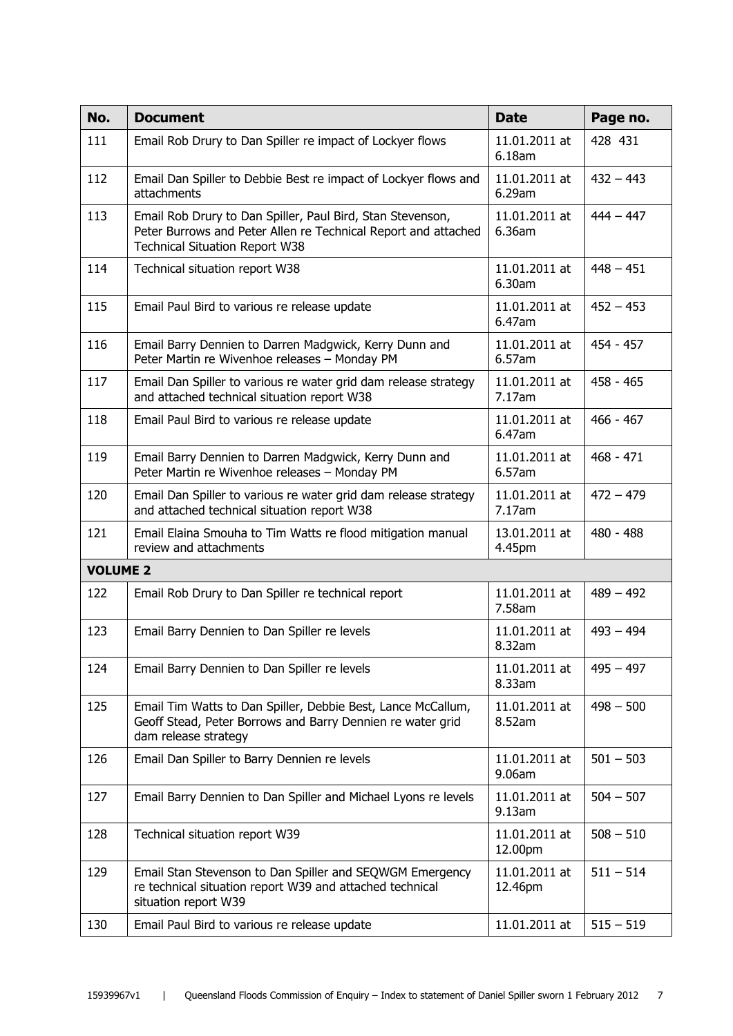| No. | Document | Date | Page no. |
|---|---|---|---|
| 111 | Email Rob Drury to Dan Spiller re impact of Lockyer flows | 11.01.2011 at 6.18am | 428 431 |
| 112 | Email Dan Spiller to Debbie Best re impact of Lockyer flows and attachments | 11.01.2011 at 6.29am | 432 – 443 |
| 113 | Email Rob Drury to Dan Spiller, Paul Bird, Stan Stevenson, Peter Burrows and Peter Allen re Technical Report and attached Technical Situation Report W38 | 11.01.2011 at 6.36am | 444 – 447 |
| 114 | Technical situation report W38 | 11.01.2011 at 6.30am | 448 – 451 |
| 115 | Email Paul Bird to various re release update | 11.01.2011 at 6.47am | 452 – 453 |
| 116 | Email Barry Dennien to Darren Madgwick, Kerry Dunn and Peter Martin re Wivenhoe releases – Monday PM | 11.01.2011 at 6.57am | 454 - 457 |
| 117 | Email Dan Spiller to various re water grid dam release strategy and attached technical situation report W38 | 11.01.2011 at 7.17am | 458 - 465 |
| 118 | Email Paul Bird to various re release update | 11.01.2011 at 6.47am | 466 - 467 |
| 119 | Email Barry Dennien to Darren Madgwick, Kerry Dunn and Peter Martin re Wivenhoe releases – Monday PM | 11.01.2011 at 6.57am | 468 - 471 |
| 120 | Email Dan Spiller to various re water grid dam release strategy and attached technical situation report W38 | 11.01.2011 at 7.17am | 472 – 479 |
| 121 | Email Elaina Smouha to Tim Watts re flood mitigation manual review and attachments | 13.01.2011 at 4.45pm | 480 - 488 |
| **VOLUME 2** | | | |
| 122 | Email Rob Drury to Dan Spiller re technical report | 11.01.2011 at 7.58am | 489 – 492 |
| 123 | Email Barry Dennien to Dan Spiller re levels | 11.01.2011 at 8.32am | 493 – 494 |
| 124 | Email Barry Dennien to Dan Spiller re levels | 11.01.2011 at 8.33am | 495 – 497 |
| 125 | Email Tim Watts to Dan Spiller, Debbie Best, Lance McCallum, Geoff Stead, Peter Borrows and Barry Dennien re water grid dam release strategy | 11.01.2011 at 8.52am | 498 – 500 |
| 126 | Email Dan Spiller to Barry Dennien re levels | 11.01.2011 at 9.06am | 501 – 503 |
| 127 | Email Barry Dennien to Dan Spiller and Michael Lyons re levels | 11.01.2011 at 9.13am | 504 – 507 |
| 128 | Technical situation report W39 | 11.01.2011 at 12.00pm | 508 – 510 |
| 129 | Email Stan Stevenson to Dan Spiller and SEQWGM Emergency re technical situation report W39 and attached technical situation report W39 | 11.01.2011 at 12.46pm | 511 – 514 |
| 130 | Email Paul Bird to various re release update | 11.01.2011 at | 515 – 519 |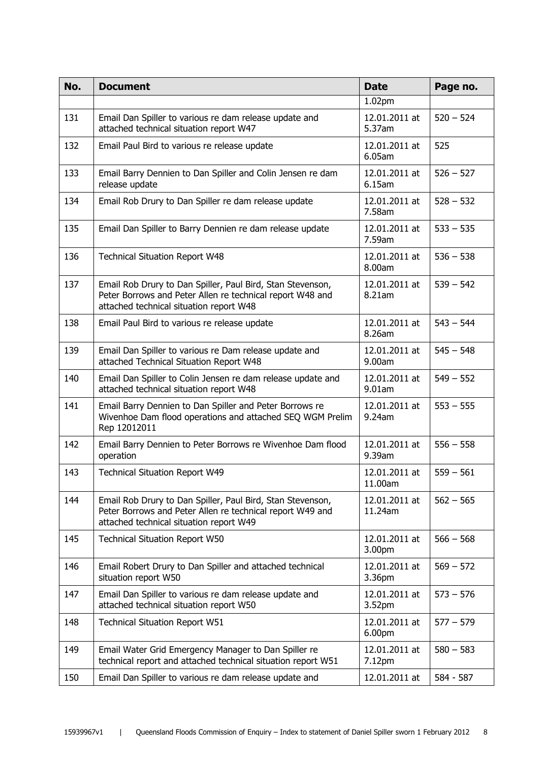| No. | Document | Date | Page no. |
|---|---|---|---|
| | | 1.02pm | |
| 131 | Email Dan Spiller to various re dam release update and attached technical situation report W47 | 12.01.2011 at 5.37am | 520 – 524 |
| 132 | Email Paul Bird to various re release update | 12.01.2011 at 6.05am | 525 |
| 133 | Email Barry Dennien to Dan Spiller and Colin Jensen re dam release update | 12.01.2011 at 6.15am | 526 – 527 |
| 134 | Email Rob Drury to Dan Spiller re dam release update | 12.01.2011 at 7.58am | 528 – 532 |
| 135 | Email Dan Spiller to Barry Dennien re dam release update | 12.01.2011 at 7.59am | 533 – 535 |
| 136 | Technical Situation Report W48 | 12.01.2011 at 8.00am | 536 – 538 |
| 137 | Email Rob Drury to Dan Spiller, Paul Bird, Stan Stevenson, Peter Borrows and Peter Allen re technical report W48 and attached technical situation report W48 | 12.01.2011 at 8.21am | 539 – 542 |
| 138 | Email Paul Bird to various re release update | 12.01.2011 at 8.26am | 543 – 544 |
| 139 | Email Dan Spiller to various re Dam release update and attached Technical Situation Report W48 | 12.01.2011 at 9.00am | 545 – 548 |
| 140 | Email Dan Spiller to Colin Jensen re dam release update and attached technical situation report W48 | 12.01.2011 at 9.01am | 549 – 552 |
| 141 | Email Barry Dennien to Dan Spiller and Peter Borrows re Wivenhoe Dam flood operations and attached SEQ WGM Prelim Rep 12012011 | 12.01.2011 at 9.24am | 553 – 555 |
| 142 | Email Barry Dennien to Peter Borrows re Wivenhoe Dam flood operation | 12.01.2011 at 9.39am | 556 – 558 |
| 143 | Technical Situation Report W49 | 12.01.2011 at 11.00am | 559 – 561 |
| 144 | Email Rob Drury to Dan Spiller, Paul Bird, Stan Stevenson, Peter Borrows and Peter Allen re technical report W49 and attached technical situation report W49 | 12.01.2011 at 11.24am | 562 – 565 |
| 145 | Technical Situation Report W50 | 12.01.2011 at 3.00pm | 566 – 568 |
| 146 | Email Robert Drury to Dan Spiller and attached technical situation report W50 | 12.01.2011 at 3.36pm | 569 – 572 |
| 147 | Email Dan Spiller to various re dam release update and attached technical situation report W50 | 12.01.2011 at 3.52pm | 573 – 576 |
| 148 | Technical Situation Report W51 | 12.01.2011 at 6.00pm | 577 – 579 |
| 149 | Email Water Grid Emergency Manager to Dan Spiller re technical report and attached technical situation report W51 | 12.01.2011 at 7.12pm | 580 – 583 |
| 150 | Email Dan Spiller to various re dam release update and | 12.01.2011 at | 584 - 587 |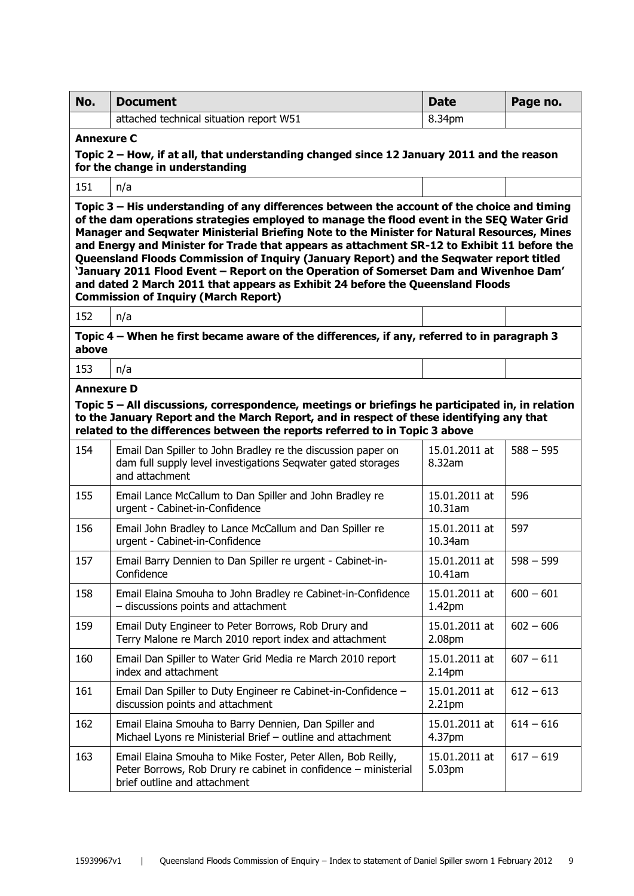| No. | Document | Date | Page no. |
|---|---|---|---|
| | attached technical situation report W51 | 8.34pm | |
| **Annexure C** **Topic 2 – How, if at all, that understanding changed since 12 January 2011 and the reason for the change in understanding** | | | |
| 151 | n/a | | |
| **Topic 3 – His understanding of any differences between the account of the choice and timing of the dam operations strategies employed to manage the flood event in the SEQ Water Grid Manager and Seqwater Ministerial Briefing Note to the Minister for Natural Resources, Mines and Energy and Minister for Trade that appears as attachment SR-12 to Exhibit 11 before the Queensland Floods Commission of Inquiry (January Report) and the Seqwater report titled 'January 2011 Flood Event – Report on the Operation of Somerset Dam and Wivenhoe Dam' and dated 2 March 2011 that appears as Exhibit 24 before the Queensland Floods Commission of Inquiry (March Report)** | | | |
| 152 | n/a | | |
| **Topic 4 – When he first became aware of the differences, if any, referred to in paragraph 3 above** | | | |
| 153 | n/a | | |
| **Annexure D** **Topic 5 – All discussions, correspondence, meetings or briefings he participated in, in relation to the January Report and the March Report, and in respect of these identifying any that related to the differences between the reports referred to in Topic 3 above** | | | |
| 154 | Email Dan Spiller to John Bradley re the discussion paper on dam full supply level investigations Seqwater gated storages and attachment | 15.01.2011 at 8.32am | 588 – 595 |
| 155 | Email Lance McCallum to Dan Spiller and John Bradley re urgent - Cabinet-in-Confidence | 15.01.2011 at 10.31am | 596 |
| 156 | Email John Bradley to Lance McCallum and Dan Spiller re urgent - Cabinet-in-Confidence | 15.01.2011 at 10.34am | 597 |
| 157 | Email Barry Dennien to Dan Spiller re urgent - Cabinet-in-Confidence | 15.01.2011 at 10.41am | 598 – 599 |
| 158 | Email Elaina Smouha to John Bradley re Cabinet-in-Confidence – discussions points and attachment | 15.01.2011 at 1.42pm | 600 – 601 |
| 159 | Email Duty Engineer to Peter Borrows, Rob Drury and Terry Malone re March 2010 report index and attachment | 15.01.2011 at 2.08pm | 602 – 606 |
| 160 | Email Dan Spiller to Water Grid Media re March 2010 report index and attachment | 15.01.2011 at 2.14pm | 607 – 611 |
| 161 | Email Dan Spiller to Duty Engineer re Cabinet-in-Confidence – discussion points and attachment | 15.01.2011 at 2.21pm | 612 – 613 |
| 162 | Email Elaina Smouha to Barry Dennien, Dan Spiller and Michael Lyons re Ministerial Brief – outline and attachment | 15.01.2011 at 4.37pm | 614 – 616 |
| 163 | Email Elaina Smouha to Mike Foster, Peter Allen, Bob Reilly, Peter Borrows, Rob Drury re cabinet in confidence – ministerial brief outline and attachment | 15.01.2011 at 5.03pm | 617 – 619 |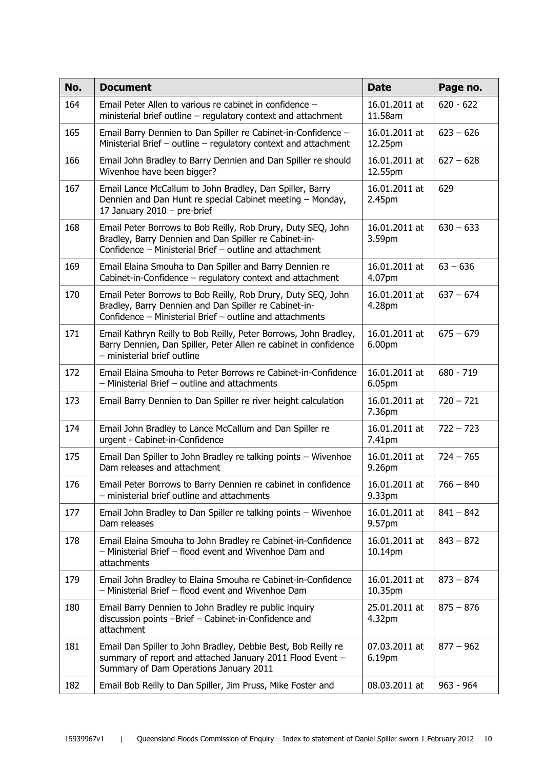| No. | Document | Date | Page no. |
|---|---|---|---|
| 164 | Email Peter Allen to various re cabinet in confidence – ministerial brief outline – regulatory context and attachment | 16.01.2011 at 11.58am | 620 - 622 |
| 165 | Email Barry Dennien to Dan Spiller re Cabinet-in-Confidence – Ministerial Brief – outline – regulatory context and attachment | 16.01.2011 at 12.25pm | 623 – 626 |
| 166 | Email John Bradley to Barry Dennien and Dan Spiller re should Wivenhoe have been bigger? | 16.01.2011 at 12.55pm | 627 – 628 |
| 167 | Email Lance McCallum to John Bradley, Dan Spiller, Barry Dennien and Dan Hunt re special Cabinet meeting – Monday, 17 January 2010 – pre-brief | 16.01.2011 at 2.45pm | 629 |
| 168 | Email Peter Borrows to Bob Reilly, Rob Drury, Duty SEQ, John Bradley, Barry Dennien and Dan Spiller re Cabinet-in-Confidence – Ministerial Brief – outline and attachment | 16.01.2011 at 3.59pm | 630 – 633 |
| 169 | Email Elaina Smouha to Dan Spiller and Barry Dennien re Cabinet-in-Confidence – regulatory context and attachment | 16.01.2011 at 4.07pm | 63 – 636 |
| 170 | Email Peter Borrows to Bob Reilly, Rob Drury, Duty SEQ, John Bradley, Barry Dennien and Dan Spiller re Cabinet-in-Confidence – Ministerial Brief – outline and attachments | 16.01.2011 at 4.28pm | 637 – 674 |
| 171 | Email Kathryn Reilly to Bob Reilly, Peter Borrows, John Bradley, Barry Dennien, Dan Spiller, Peter Allen re cabinet in confidence – ministerial brief outline | 16.01.2011 at 6.00pm | 675 – 679 |
| 172 | Email Elaina Smouha to Peter Borrows re Cabinet-in-Confidence – Ministerial Brief – outline and attachments | 16.01.2011 at 6.05pm | 680 - 719 |
| 173 | Email Barry Dennien to Dan Spiller re river height calculation | 16.01.2011 at 7.36pm | 720 – 721 |
| 174 | Email John Bradley to Lance McCallum and Dan Spiller re urgent - Cabinet-in-Confidence | 16.01.2011 at 7.41pm | 722 – 723 |
| 175 | Email Dan Spiller to John Bradley re talking points – Wivenhoe Dam releases and attachment | 16.01.2011 at 9.26pm | 724 – 765 |
| 176 | Email Peter Borrows to Barry Dennien re cabinet in confidence – ministerial brief outline and attachments | 16.01.2011 at 9.33pm | 766 – 840 |
| 177 | Email John Bradley to Dan Spiller re talking points – Wivenhoe Dam releases | 16.01.2011 at 9.57pm | 841 – 842 |
| 178 | Email Elaina Smouha to John Bradley re Cabinet-in-Confidence – Ministerial Brief – flood event and Wivenhoe Dam and attachments | 16.01.2011 at 10.14pm | 843 – 872 |
| 179 | Email John Bradley to Elaina Smouha re Cabinet-in-Confidence – Ministerial Brief – flood event and Wivenhoe Dam | 16.01.2011 at 10.35pm | 873 – 874 |
| 180 | Email Barry Dennien to John Bradley re public inquiry discussion points –Brief – Cabinet-in-Confidence and attachment | 25.01.2011 at 4.32pm | 875 – 876 |
| 181 | Email Dan Spiller to John Bradley, Debbie Best, Bob Reilly re summary of report and attached January 2011 Flood Event – Summary of Dam Operations January 2011 | 07.03.2011 at 6.19pm | 877 – 962 |
| 182 | Email Bob Reilly to Dan Spiller, Jim Pruss, Mike Foster and | 08.03.2011 at | 963 - 964 |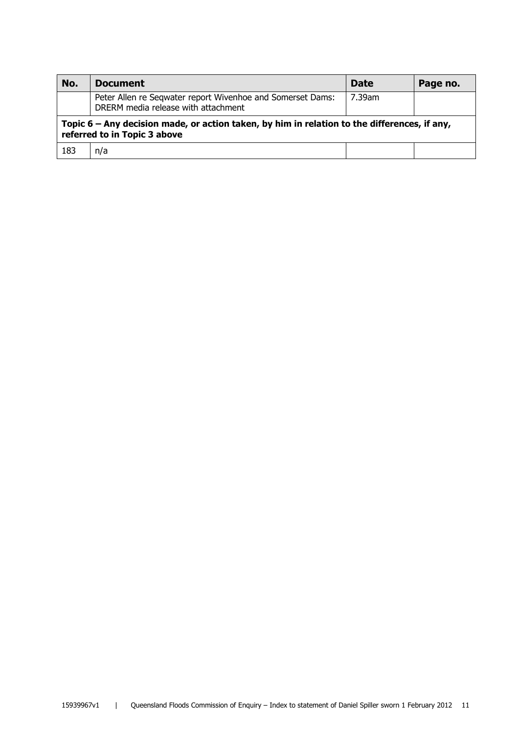| No. | Document | Date | Page no. |
|---|---|---|---|
| | Peter Allen re Seqwater report Wivenhoe and Somerset Dams: DRERM media release with attachment | 7.39am | |
| **Topic 6 – Any decision made, or action taken, by him in relation to the differences, if any, referred to in Topic 3 above** | | | |
| 183 | n/a | | |